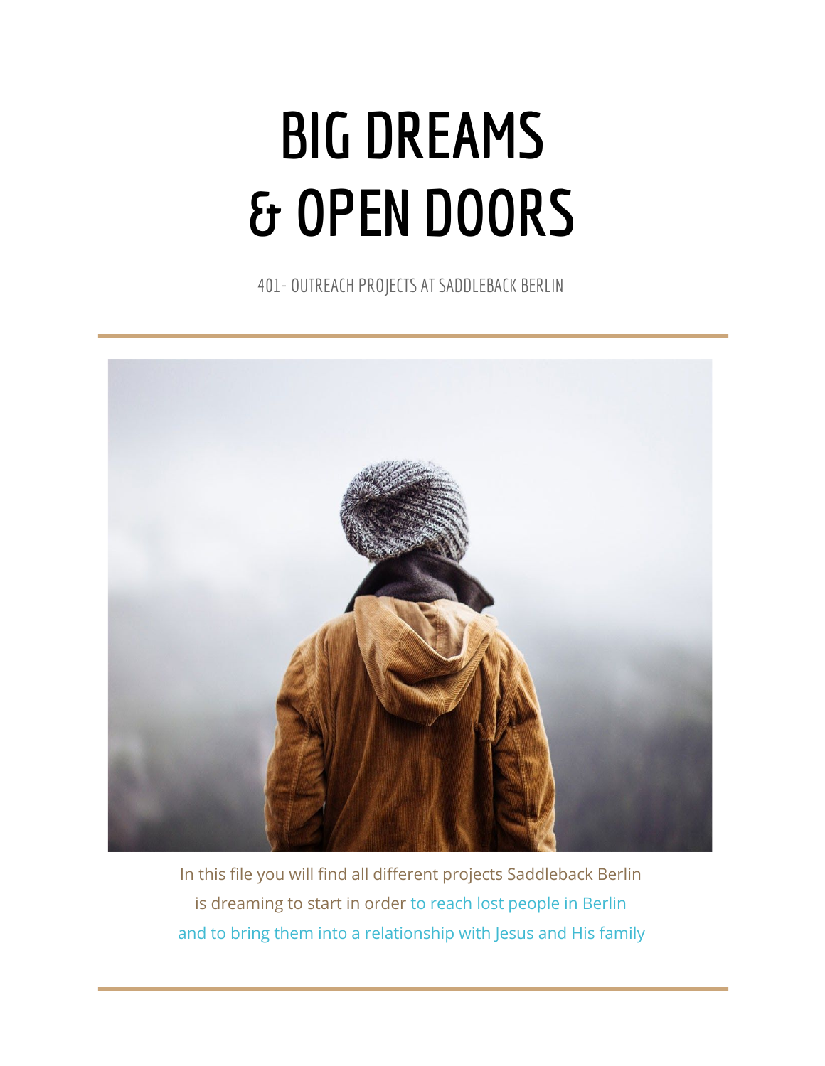# BIG DREAMS & OPEN DOORS

401- OUTREACH PROJECTS AT SADDLEBACK BERLIN

In this file you will find all different projects Saddleback Berlin is dreaming to start in order to reach lost people in Berlin and to bring them into a relationship with Jesus and His family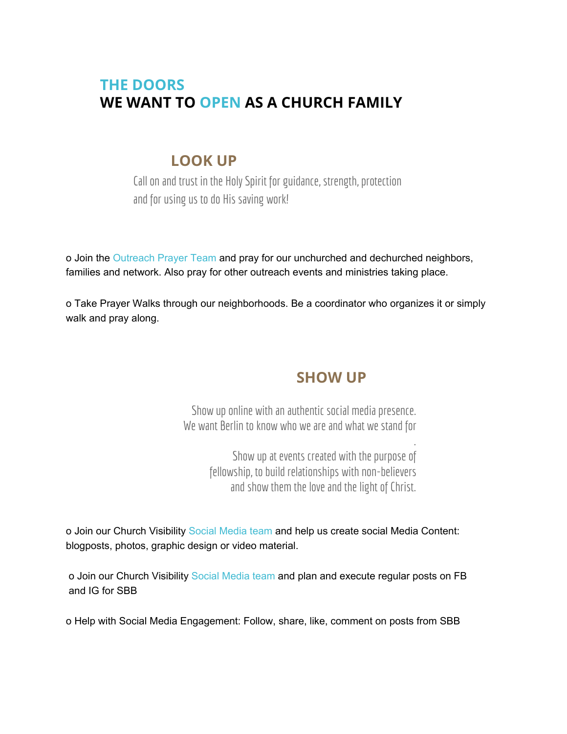# THE DOORS
# WE WANT TO OPEN AS A CHURCH FAMILY

## LOOK UP

Call on and trust in the Holy Spirit for guidance, strength, protection and for using us to do His saving work!

o Join the Outreach Prayer Team and pray for our unchurched and dechurched neighbors, families and network. Also pray for other outreach events and ministries taking place.

o Take Prayer Walks through our neighborhoods. Be a coordinator who organizes it or simply walk and pray along.

## SHOW UP

Show up online with an authentic social media presence. We want Berlin to know who we are and what we stand for.

Show up at events created with the purpose of fellowship, to build relationships with non-believers and show them the love and the light of Christ.

o Join our Church Visibility Social Media team and help us create social Media Content: blogposts, photos, graphic design or video material.

o Join our Church Visibility Social Media team and plan and execute regular posts on FB and IG for SBB

o Help with Social Media Engagement: Follow, share, like, comment on posts from SBB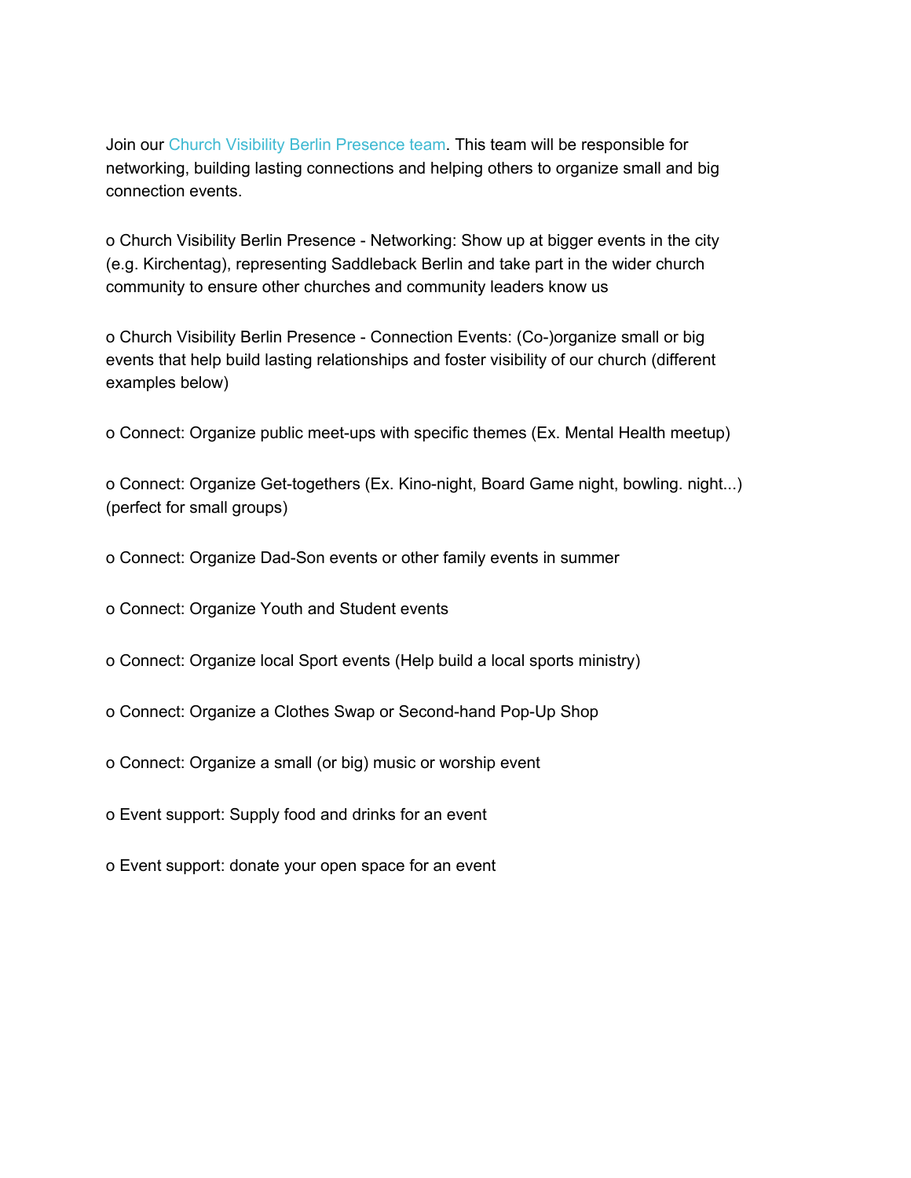Join our Church Visibility Berlin Presence team. This team will be responsible for networking, building lasting connections and helping others to organize small and big connection events.

o Church Visibility Berlin Presence - Networking: Show up at bigger events in the city (e.g. Kirchentag), representing Saddleback Berlin and take part in the wider church community to ensure other churches and community leaders know us

o Church Visibility Berlin Presence - Connection Events: (Co-)organize small or big events that help build lasting relationships and foster visibility of our church (different examples below)

o Connect: Organize public meet-ups with specific themes (Ex. Mental Health meetup)

o Connect: Organize Get-togethers (Ex. Kino-night, Board Game night, bowling. night...) (perfect for small groups)

o Connect: Organize Dad-Son events or other family events in summer

o Connect: Organize Youth and Student events

o Connect: Organize local Sport events (Help build a local sports ministry)

o Connect: Organize a Clothes Swap or Second-hand Pop-Up Shop

o Connect: Organize a small (or big) music or worship event

o Event support: Supply food and drinks for an event

o Event support: donate your open space for an event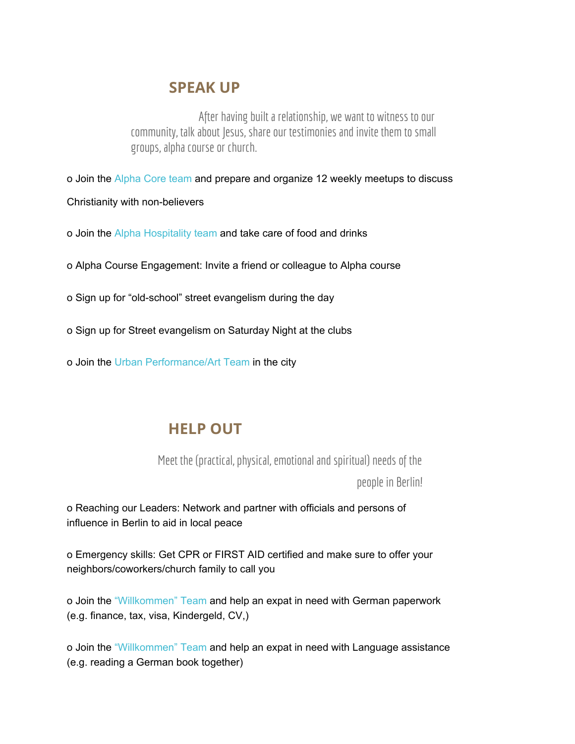## SPEAK UP

After having built a relationship, we want to witness to our community, talk about Jesus, share our testimonies and invite them to small groups, alpha course or church.

o Join the Alpha Core team and prepare and organize 12 weekly meetups to discuss Christianity with non-believers

o Join the Alpha Hospitality team and take care of food and drinks

o Alpha Course Engagement: Invite a friend or colleague to Alpha course

o Sign up for “old-school” street evangelism during the day

o Sign up for Street evangelism on Saturday Night at the clubs

o Join the Urban Performance/Art Team in the city

## HELP OUT

Meet the (practical, physical, emotional and spiritual) needs of the people in Berlin!

o Reaching our Leaders: Network and partner with officials and persons of influence in Berlin to aid in local peace

o Emergency skills: Get CPR or FIRST AID certified and make sure to offer your neighbors/coworkers/church family to call you

o Join the “Willkommen” Team and help an expat in need with German paperwork (e.g. finance, tax, visa, Kindergeld, CV,)

o Join the “Willkommen” Team and help an expat in need with Language assistance (e.g. reading a German book together)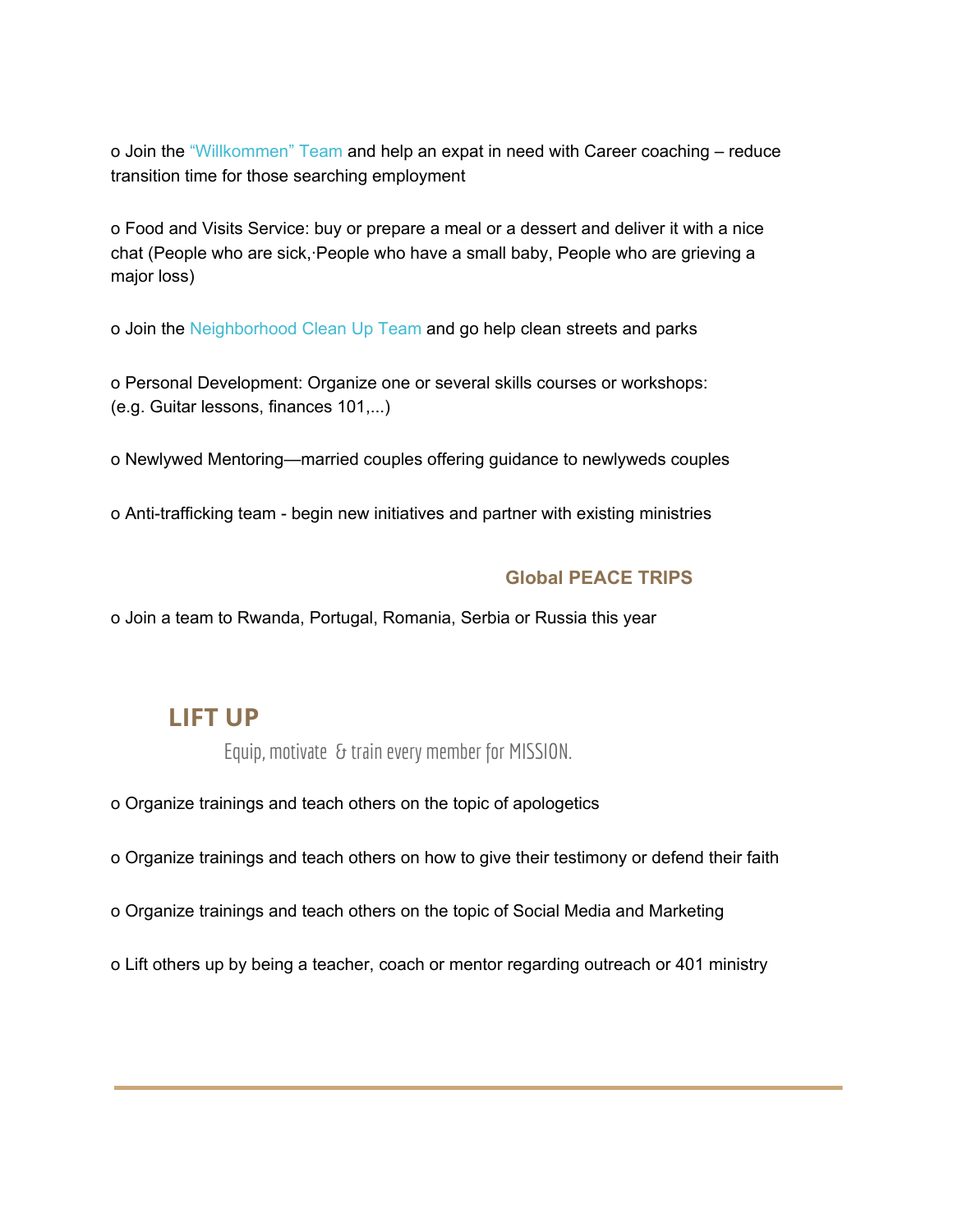o Join the “Willkommen” Team and help an expat in need with Career coaching – reduce transition time for those searching employment

o Food and Visits Service: buy or prepare a meal or a dessert and deliver it with a nice chat (People who are sick,·People who have a small baby, People who are grieving a major loss)

o Join the Neighborhood Clean Up Team and go help clean streets and parks

o Personal Development: Organize one or several skills courses or workshops: (e.g. Guitar lessons, finances 101,...)

o Newlywed Mentoring—married couples offering guidance to newlyweds couples

o Anti-trafficking team - begin new initiatives and partner with existing ministries

### Global PEACE TRIPS

o Join a team to Rwanda, Portugal, Romania, Serbia or Russia this year

## LIFT UP

Equip, motivate & train every member for MISSION.

o Organize trainings and teach others on the topic of apologetics

o Organize trainings and teach others on how to give their testimony or defend their faith

o Organize trainings and teach others on the topic of Social Media and Marketing

o Lift others up by being a teacher, coach or mentor regarding outreach or 401 ministry